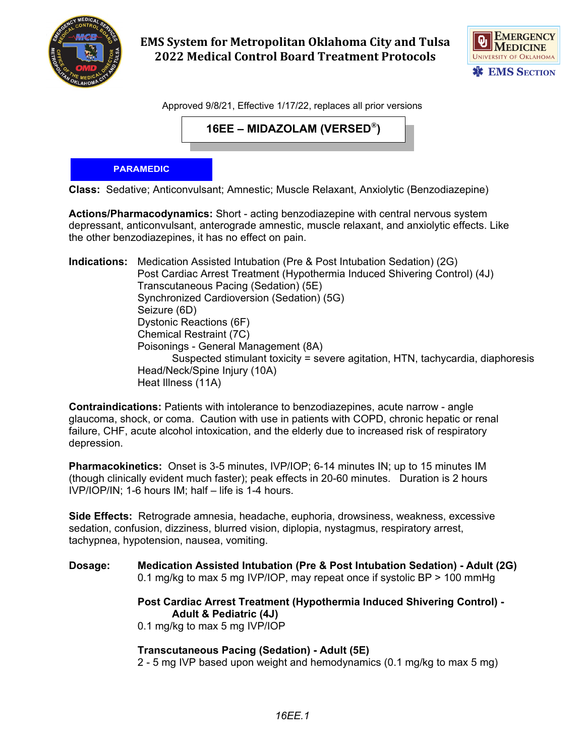# EMS System for Metropolitan Oklahoma City and Tulsa
# 2022 Medical Control Board Treatment Protocols

Approved 9/8/21, Effective 1/17/22, replaces all prior versions

## 16EE – MIDAZOLAM (VERSED®)

**PARAMEDIC**

**Class:** Sedative; Anticonvulsant; Amnestic; Muscle Relaxant, Anxiolytic (Benzodiazepine)

**Actions/Pharmacodynamics:** Short - acting benzodiazepine with central nervous system depressant, anticonvulsant, anterograde amnestic, muscle relaxant, and anxiolytic effects. Like the other benzodiazepines, it has no effect on pain.

**Indications:**
- Medication Assisted Intubation (Pre & Post Intubation Sedation) (2G)
- Post Cardiac Arrest Treatment (Hypothermia Induced Shivering Control) (4J)
- Transcutaneous Pacing (Sedation) (5E)
- Synchronized Cardioversion (Sedation) (5G)
- Seizure (6D)
- Dystonic Reactions (6F)
- Chemical Restraint (7C)
- Poisonings - General Management (8A)
  - Suspected stimulant toxicity = severe agitation, HTN, tachycardia, diaphoresis
- Head/Neck/Spine Injury (10A)
- Heat Illness (11A)

**Contraindications:** Patients with intolerance to benzodiazepines, acute narrow - angle glaucoma, shock, or coma. Caution with use in patients with COPD, chronic hepatic or renal failure, CHF, acute alcohol intoxication, and the elderly due to increased risk of respiratory depression.

**Pharmacokinetics:** Onset is 3-5 minutes, IVP/IOP; 6-14 minutes IN; up to 15 minutes IM (though clinically evident much faster); peak effects in 20-60 minutes. Duration is 2 hours IVP/IOP/IN; 1-6 hours IM; half – life is 1-4 hours.

**Side Effects:** Retrograde amnesia, headache, euphoria, drowsiness, weakness, excessive sedation, confusion, dizziness, blurred vision, diplopia, nystagmus, respiratory arrest, tachypnea, hypotension, nausea, vomiting.

**Dosage:**

**Medication Assisted Intubation (Pre & Post Intubation Sedation) - Adult (2G)**
0.1 mg/kg to max 5 mg IVP/IOP, may repeat once if systolic BP > 100 mmHg

**Post Cardiac Arrest Treatment (Hypothermia Induced Shivering Control) - Adult & Pediatric (4J)**
0.1 mg/kg to max 5 mg IVP/IOP

**Transcutaneous Pacing (Sedation) - Adult (5E)**
2 - 5 mg IVP based upon weight and hemodynamics (0.1 mg/kg to max 5 mg)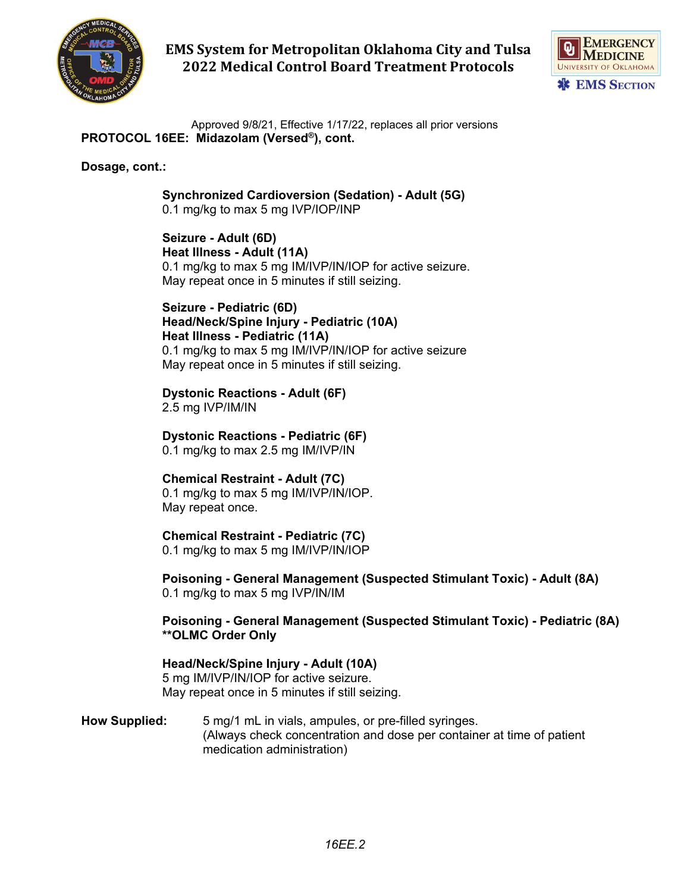Approved 9/8/21, Effective 1/17/22, replaces all prior versions

## PROTOCOL 16EE: Midazolam (Versed®), cont.

**Dosage, cont.:**

**Synchronized Cardioversion (Sedation) - Adult (5G)**
0.1 mg/kg to max 5 mg IVP/IOP/INP

**Seizure - Adult (6D)**
**Heat Illness - Adult (11A)**
0.1 mg/kg to max 5 mg IM/IVP/IN/IOP for active seizure.
May repeat once in 5 minutes if still seizing.

**Seizure - Pediatric (6D)**
**Head/Neck/Spine Injury - Pediatric (10A)**
**Heat Illness - Pediatric (11A)**
0.1 mg/kg to max 5 mg IM/IVP/IN/IOP for active seizure
May repeat once in 5 minutes if still seizing.

**Dystonic Reactions - Adult (6F)**
2.5 mg IVP/IM/IN

**Dystonic Reactions - Pediatric (6F)**
0.1 mg/kg to max 2.5 mg IM/IVP/IN

**Chemical Restraint - Adult (7C)**
0.1 mg/kg to max 5 mg IM/IVP/IN/IOP.
May repeat once.

**Chemical Restraint - Pediatric (7C)**
0.1 mg/kg to max 5 mg IM/IVP/IN/IOP

**Poisoning - General Management (Suspected Stimulant Toxic) - Adult (8A)**
0.1 mg/kg to max 5 mg IVP/IN/IM

**Poisoning - General Management (Suspected Stimulant Toxic) - Pediatric (8A)**
**\*\*OLMC Order Only**

**Head/Neck/Spine Injury - Adult (10A)**
5 mg IM/IVP/IN/IOP for active seizure.
May repeat once in 5 minutes if still seizing.

**How Supplied:** 5 mg/1 mL in vials, ampules, or pre-filled syringes.
(Always check concentration and dose per container at time of patient medication administration)

16EE.2